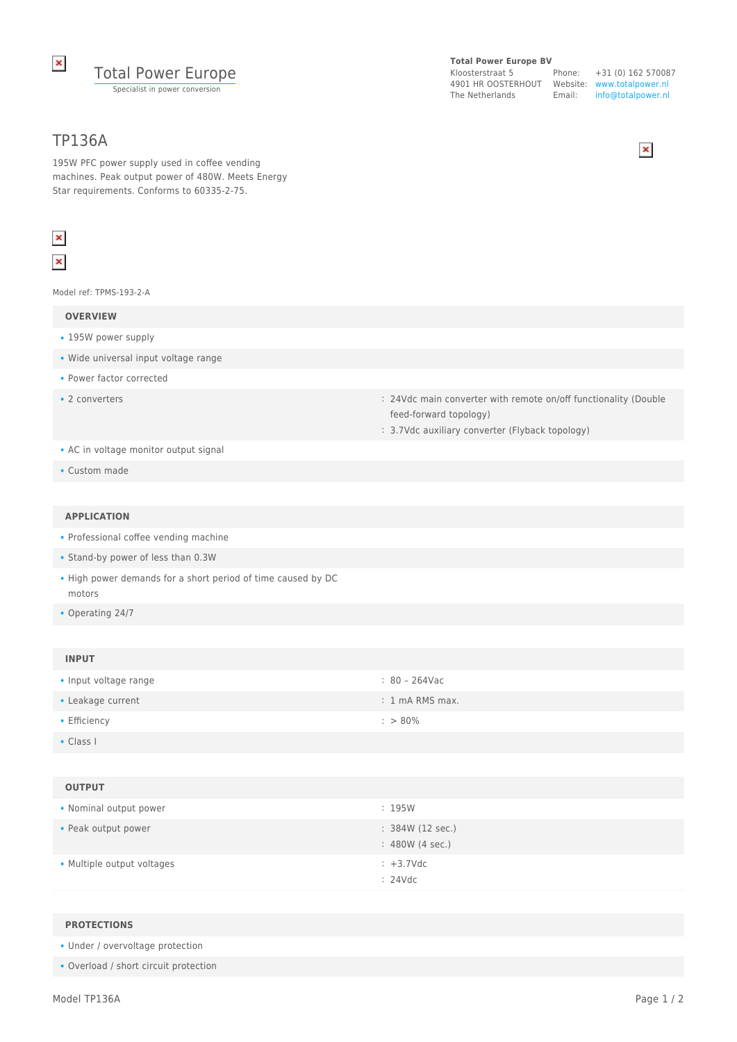Total Power Europe
Specialist in power conversion

**Total Power Europe BV**
Kloosterstraat 5
4901 HR OOSTERHOUT
The Netherlands

Phone: +31 (0) 162 570087
Website: www.totalpower.nl
Email: info@totalpower.nl

# TP136A

195W PFC power supply used in coffee vending machines. Peak output power of 480W. Meets Energy Star requirements. Conforms to 60335-2-75.

Model ref: TPMS-193-2-A

## OVERVIEW

- 195W power supply
- Wide universal input voltage range
- Power factor corrected
- 2 converters
  - : 24Vdc main converter with remote on/off functionality (Double feed-forward topology)
  - : 3.7Vdc auxiliary converter (Flyback topology)
- AC in voltage monitor output signal
- Custom made

## APPLICATION

- Professional coffee vending machine
- Stand-by power of less than 0.3W
- High power demands for a short period of time caused by DC motors
- Operating 24/7

## INPUT

| | |
|---|---|
| Input voltage range | : 80 – 264Vac |
| Leakage current | : 1 mA RMS max. |
| Efficiency | : > 80% |
| Class I | |

## OUTPUT

| | |
|---|---|
| Nominal output power | : 195W |
| Peak output power | : 384W (12 sec.)<br>: 480W (4 sec.) |
| Multiple output voltages | : +3.7Vdc<br>: 24Vdc |

## PROTECTIONS

- Under / overvoltage protection
- Overload / short circuit protection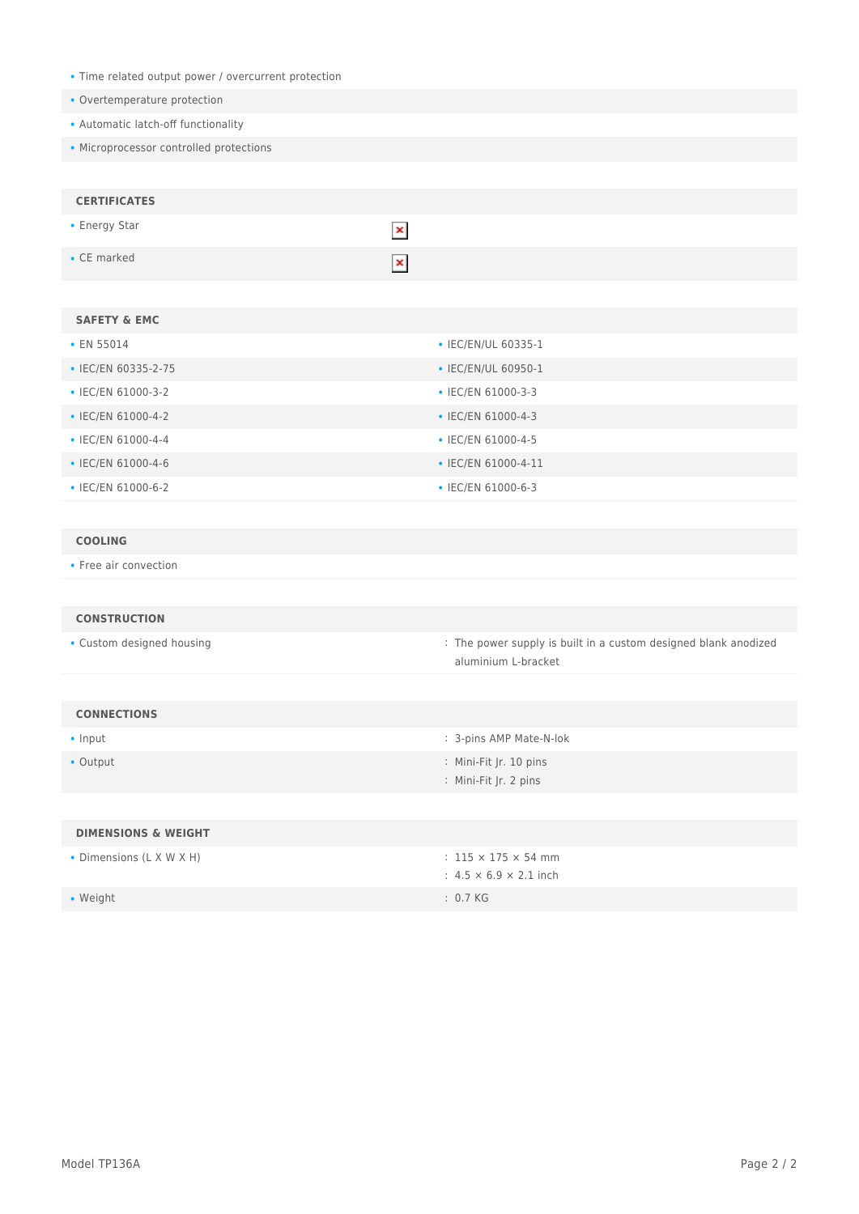- Time related output power / overcurrent protection
- Overtemperature protection
- Automatic latch-off functionality
- Microprocessor controlled protections

## CERTIFICATES

- Energy Star
- CE marked

## SAFETY & EMC

| | |
|---|---|
| • EN 55014 | • IEC/EN/UL 60335-1 |
| • IEC/EN 60335-2-75 | • IEC/EN/UL 60950-1 |
| • IEC/EN 61000-3-2 | • IEC/EN 61000-3-3 |
| • IEC/EN 61000-4-2 | • IEC/EN 61000-4-3 |
| • IEC/EN 61000-4-4 | • IEC/EN 61000-4-5 |
| • IEC/EN 61000-4-6 | • IEC/EN 61000-4-11 |
| • IEC/EN 61000-6-2 | • IEC/EN 61000-6-3 |

## COOLING

- Free air convection

## CONSTRUCTION

| | |
|---|---|
| • Custom designed housing | : The power supply is built in a custom designed blank anodized aluminium L-bracket |

## CONNECTIONS

| | |
|---|---|
| • Input | : 3-pins AMP Mate-N-lok |
| • Output | : Mini-Fit Jr. 10 pins<br>: Mini-Fit Jr. 2 pins |

## DIMENSIONS & WEIGHT

| | |
|---|---|
| • Dimensions (L X W X H) | : 115 × 175 × 54 mm<br>: 4.5 × 6.9 × 2.1 inch |
| • Weight | : 0.7 KG |

Model TP136A